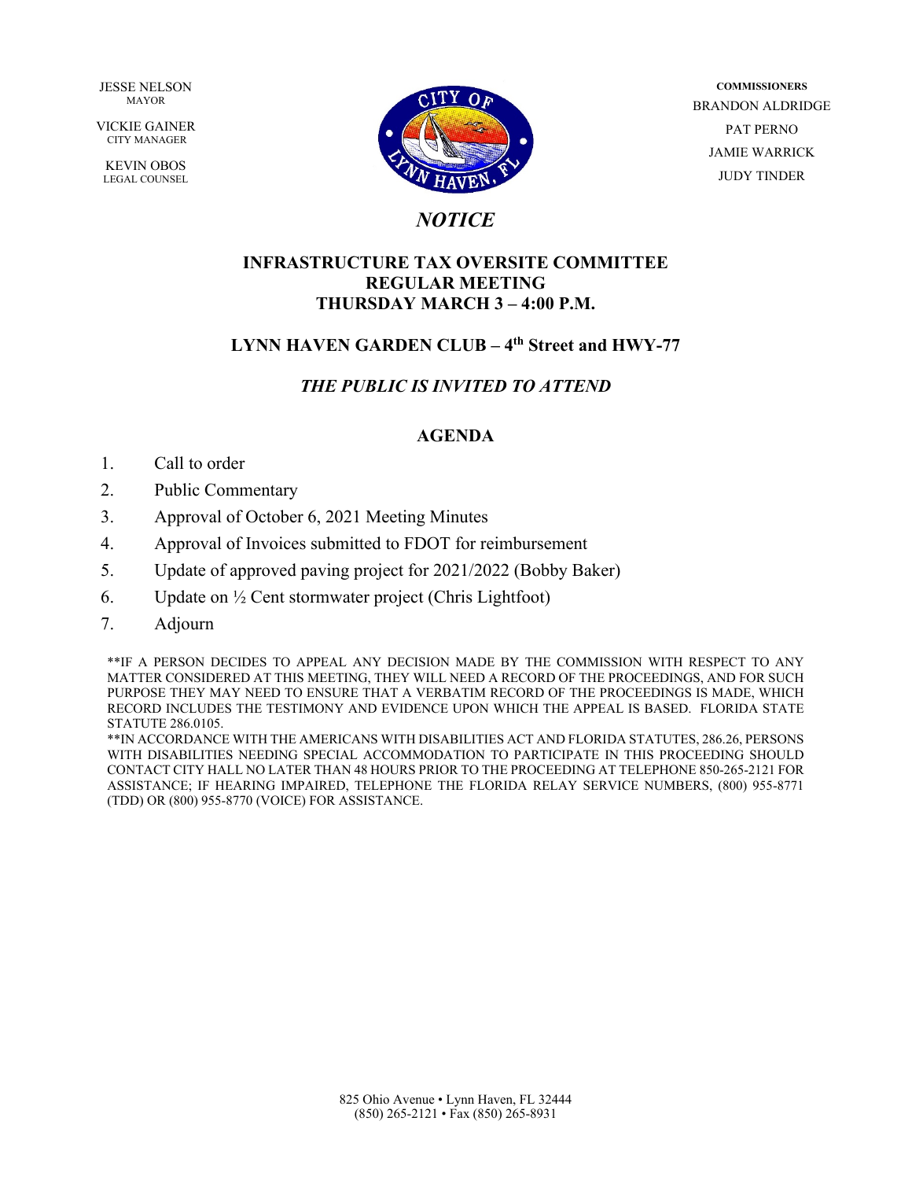JESSE NELSON
MAYOR

VICKIE GAINER
CITY MANAGER

KEVIN OBOS
LEGAL COUNSEL

**COMMISSIONERS**
BRANDON ALDRIDGE
PAT PERNO
JAMIE WARRICK
JUDY TINDER

# *NOTICE*

## INFRASTRUCTURE TAX OVERSITE COMMITTEE
## REGULAR MEETING
## THURSDAY MARCH 3 – 4:00 P.M.

### LYNN HAVEN GARDEN CLUB – 4th Street and HWY-77

### *THE PUBLIC IS INVITED TO ATTEND*

### AGENDA

1. Call to order
2. Public Commentary
3. Approval of October 6, 2021 Meeting Minutes
4. Approval of Invoices submitted to FDOT for reimbursement
5. Update of approved paving project for 2021/2022 (Bobby Baker)
6. Update on ½ Cent stormwater project (Chris Lightfoot)
7. Adjourn

**IF A PERSON DECIDES TO APPEAL ANY DECISION MADE BY THE COMMISSION WITH RESPECT TO ANY MATTER CONSIDERED AT THIS MEETING, THEY WILL NEED A RECORD OF THE PROCEEDINGS, AND FOR SUCH PURPOSE THEY MAY NEED TO ENSURE THAT A VERBATIM RECORD OF THE PROCEEDINGS IS MADE, WHICH RECORD INCLUDES THE TESTIMONY AND EVIDENCE UPON WHICH THE APPEAL IS BASED. FLORIDA STATE STATUTE 286.0105.

**IN ACCORDANCE WITH THE AMERICANS WITH DISABILITIES ACT AND FLORIDA STATUTES, 286.26, PERSONS WITH DISABILITIES NEEDING SPECIAL ACCOMMODATION TO PARTICIPATE IN THIS PROCEEDING SHOULD CONTACT CITY HALL NO LATER THAN 48 HOURS PRIOR TO THE PROCEEDING AT TELEPHONE 850-265-2121 FOR ASSISTANCE; IF HEARING IMPAIRED, TELEPHONE THE FLORIDA RELAY SERVICE NUMBERS, (800) 955-8771 (TDD) OR (800) 955-8770 (VOICE) FOR ASSISTANCE.

825 Ohio Avenue • Lynn Haven, FL 32444
(850) 265-2121 • Fax (850) 265-8931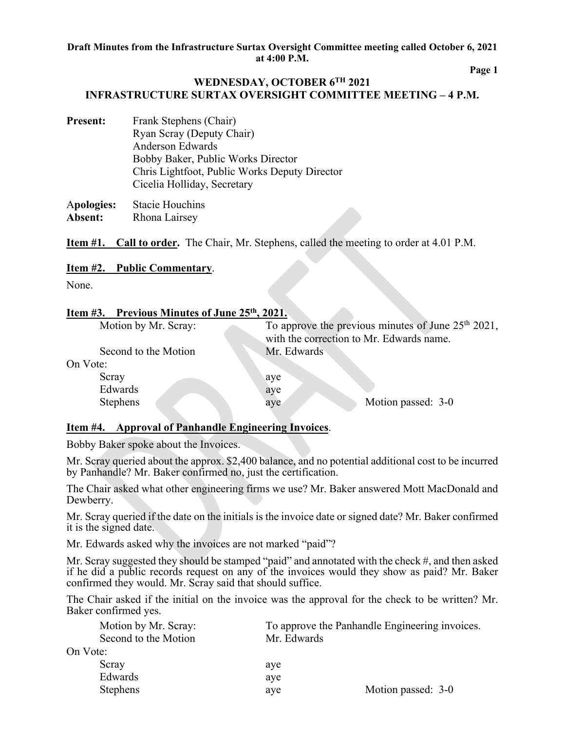**Draft Minutes from the Infrastructure Surtax Oversight Committee meeting called October 6, 2021 at 4:00 P.M.**

## WEDNESDAY, OCTOBER 6TH 2021
## INFRASTRUCTURE SURTAX OVERSIGHT COMMITTEE MEETING – 4 P.M.

**Present:** Frank Stephens (Chair)
Ryan Scray (Deputy Chair)
Anderson Edwards
Bobby Baker, Public Works Director
Chris Lightfoot, Public Works Deputy Director
Cicelia Holliday, Secretary

**Apologies:** Stacie Houchins
**Absent:** Rhona Lairsey

**Item #1. Call to order.** The Chair, Mr. Stephens, called the meeting to order at 4.01 P.M.

**Item #2. Public Commentary**.

None.

**Item #3. Previous Minutes of June 25th, 2021.**

| | | |
|---|---|---|
| Motion by Mr. Scray: | To approve the previous minutes of June 25th 2021, with the correction to Mr. Edwards name. | |
| Second to the Motion | Mr. Edwards | |
| On Vote: | | |
| Scray | aye | |
| Edwards | aye | |
| Stephens | aye | Motion passed: 3-0 |

**Item #4. Approval of Panhandle Engineering Invoices**.

Bobby Baker spoke about the Invoices.

Mr. Scray queried about the approx. $2,400 balance, and no potential additional cost to be incurred by Panhandle? Mr. Baker confirmed no, just the certification.

The Chair asked what other engineering firms we use? Mr. Baker answered Mott MacDonald and Dewberry.

Mr. Scray queried if the date on the initials is the invoice date or signed date? Mr. Baker confirmed it is the signed date.

Mr. Edwards asked why the invoices are not marked "paid"?

Mr. Scray suggested they should be stamped "paid" and annotated with the check #, and then asked if he did a public records request on any of the invoices would they show as paid? Mr. Baker confirmed they would. Mr. Scray said that should suffice.

The Chair asked if the initial on the invoice was the approval for the check to be written? Mr. Baker confirmed yes.

| | | |
|---|---|---|
| Motion by Mr. Scray: | To approve the Panhandle Engineering invoices. | |
| Second to the Motion | Mr. Edwards | |
| On Vote: | | |
| Scray | aye | |
| Edwards | aye | |
| Stephens | aye | Motion passed: 3-0 |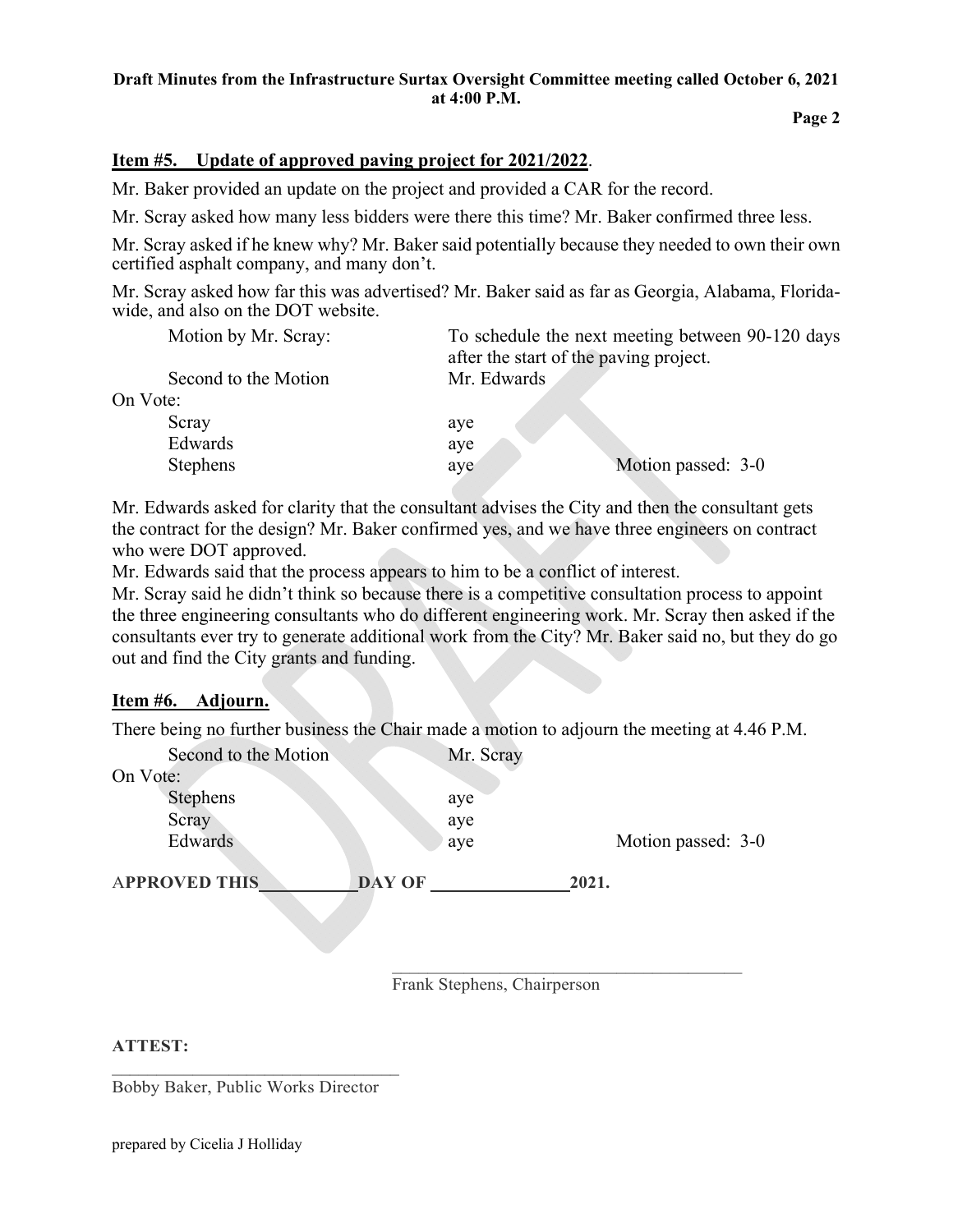## Item #5. Update of approved paving project for 2021/2022.

Mr. Baker provided an update on the project and provided a CAR for the record.

Mr. Scray asked how many less bidders were there this time? Mr. Baker confirmed three less.

Mr. Scray asked if he knew why? Mr. Baker said potentially because they needed to own their own certified asphalt company, and many don't.

Mr. Scray asked how far this was advertised? Mr. Baker said as far as Georgia, Alabama, Florida-wide, and also on the DOT website.

| | | |
|---|---|---|
| Motion by Mr. Scray: | To schedule the next meeting between 90-120 days after the start of the paving project. | |
| Second to the Motion | Mr. Edwards | |
| On Vote: | | |
| Scray | aye | |
| Edwards | aye | |
| Stephens | aye | Motion passed: 3-0 |

Mr. Edwards asked for clarity that the consultant advises the City and then the consultant gets the contract for the design? Mr. Baker confirmed yes, and we have three engineers on contract who were DOT approved.

Mr. Edwards said that the process appears to him to be a conflict of interest.

Mr. Scray said he didn't think so because there is a competitive consultation process to appoint the three engineering consultants who do different engineering work. Mr. Scray then asked if the consultants ever try to generate additional work from the City? Mr. Baker said no, but they do go out and find the City grants and funding.

## Item #6. Adjourn.

There being no further business the Chair made a motion to adjourn the meeting at 4.46 P.M.

| | | |
|---|---|---|
| Second to the Motion | Mr. Scray | |
| On Vote: | | |
| Stephens | aye | |
| Scray | aye | |
| Edwards | aye | Motion passed: 3-0 |

**APPROVED THIS\_\_\_\_\_\_\_\_\_\_\_DAY OF \_\_\_\_\_\_\_\_\_\_\_\_\_\_\_2021.**

\_\_\_\_\_\_\_\_\_\_\_\_\_\_\_\_\_\_\_\_\_\_\_\_\_\_\_\_\_\_\_\_\_\_\_\_\_\_\_\_

Frank Stephens, Chairperson

**ATTEST:**

\_\_\_\_\_\_\_\_\_\_\_\_\_\_\_\_\_\_\_\_\_\_\_\_\_\_\_\_\_\_\_\_\_\_\_\_

Bobby Baker, Public Works Director

prepared by Cicelia J Holliday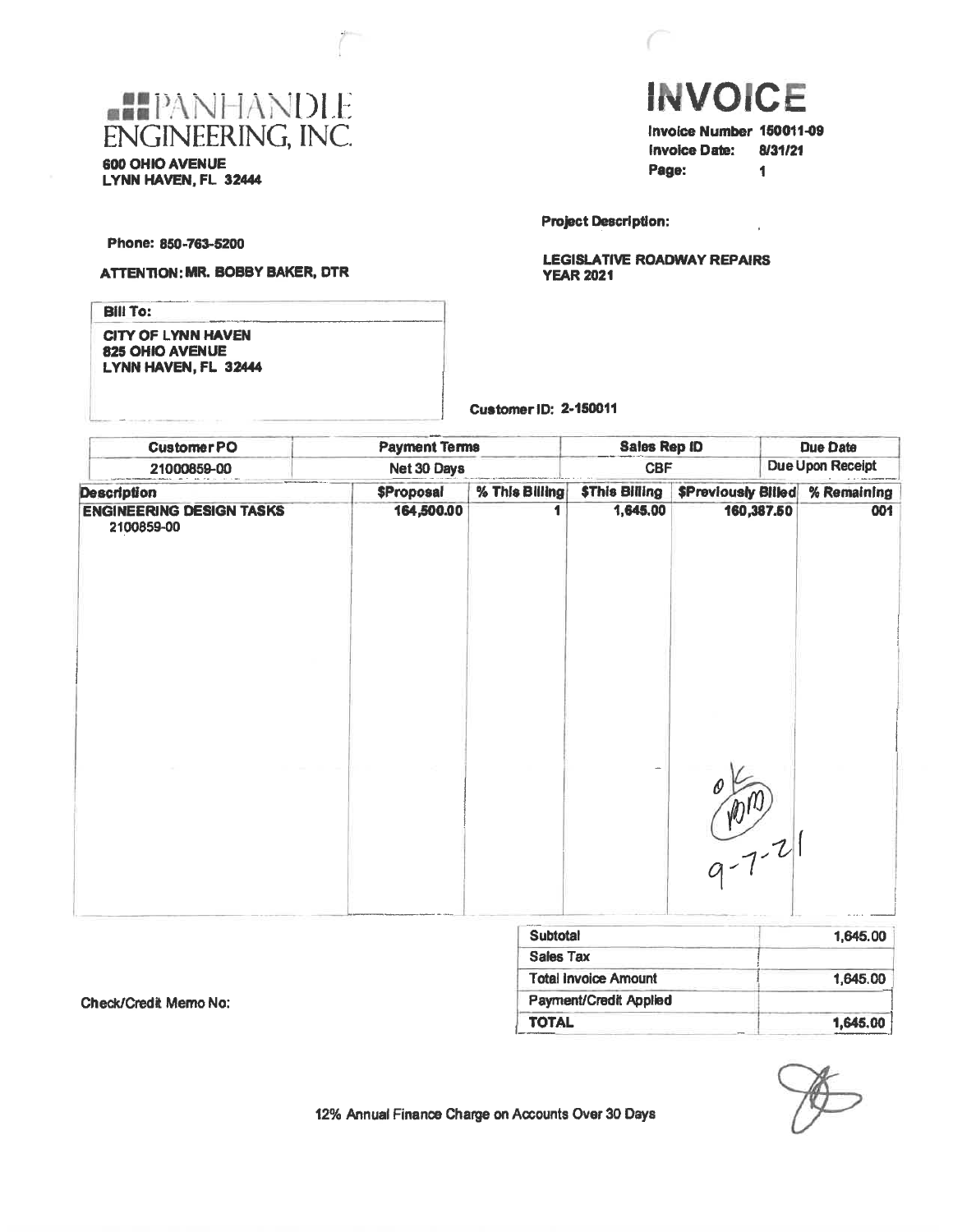# PANHANDLE ENGINEERING, INC.

600 OHIO AVENUE
LYNN HAVEN, FL 32444

# INVOICE

**Invoice Number** 150011-09
**Invoice Date:** 8/31/21
**Page:** 1

Phone: 850-763-5200

**ATTENTION: MR. BOBBY BAKER, DTR**

**Project Description:**

LEGISLATIVE ROADWAY REPAIRS
YEAR 2021

**Bill To:**

CITY OF LYNN HAVEN
825 OHIO AVENUE
LYNN HAVEN, FL 32444

**Customer ID:** 2-150011

| Customer PO | Payment Terms | Sales Rep ID | Due Date |
|---|---|---|---|
| 21000859-00 | Net 30 Days | CBF | Due Upon Receipt |

| Description | $Proposal | % This Billing | $This Billing | $Previously Billed | % Remaining |
|---|---|---|---|---|---|
| ENGINEERING DESIGN TASKS 2100859-00 | 164,500.00 | 1 | 1,645.00 | 160,387.50 | 001 |

ok
(initials)
9-7-21

| | |
|---|---|
| Subtotal | 1,645.00 |
| Sales Tax | |
| Total Invoice Amount | 1,645.00 |
| Payment/Credit Applied | |
| TOTAL | 1,645.00 |

Check/Credit Memo No:

12% Annual Finance Charge on Accounts Over 30 Days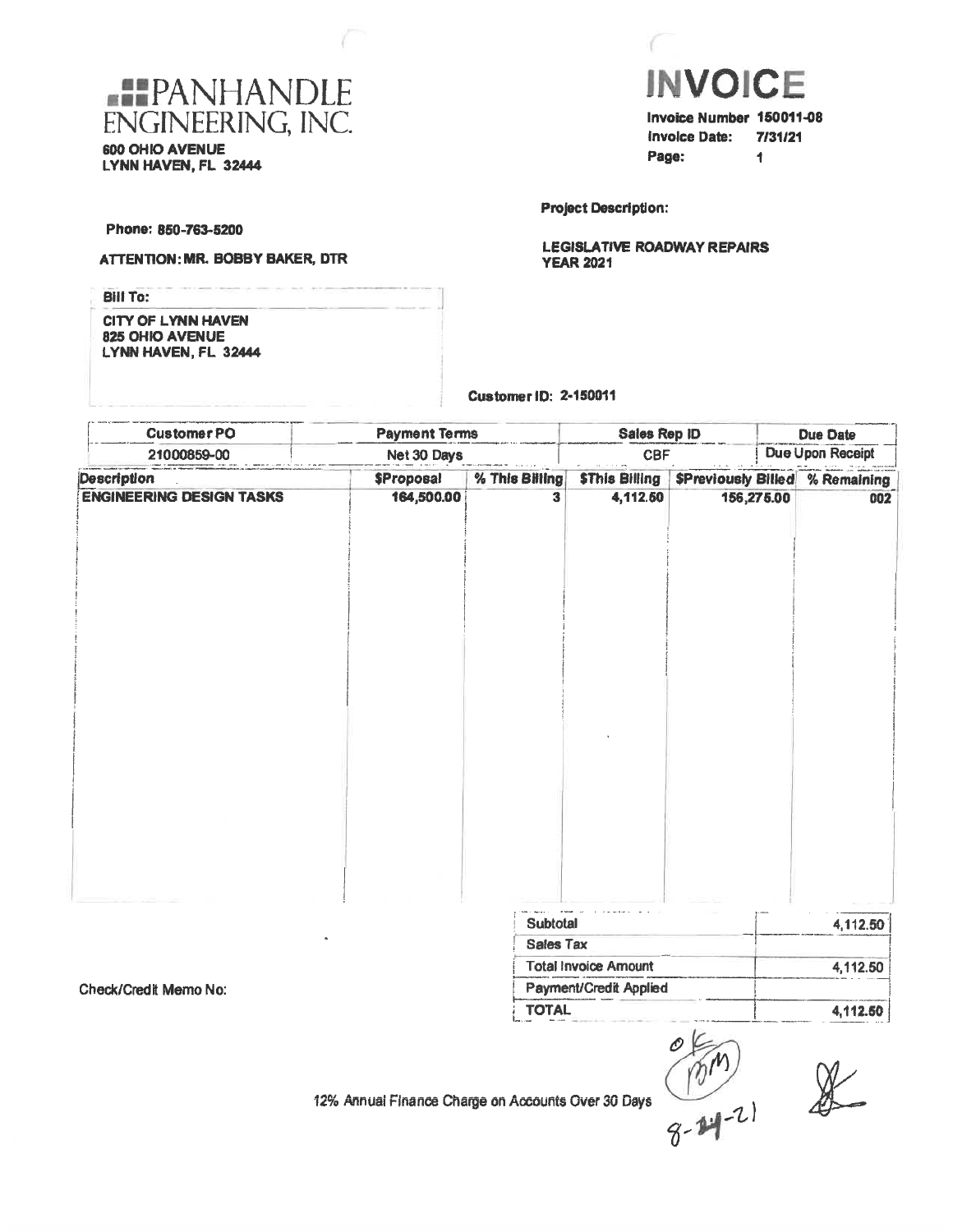# PANHANDLE ENGINEERING, INC.

**600 OHIO AVENUE**
**LYNN HAVEN, FL 32444**

# INVOICE

**Invoice Number** 150011-08
**Invoice Date:** 7/31/21
**Page:** 1

**Phone: 850-763-5200**

**ATTENTION: MR. BOBBY BAKER, DTR**

**Project Description:**

**LEGISLATIVE ROADWAY REPAIRS YEAR 2021**

**Bill To:**

**CITY OF LYNN HAVEN**
**825 OHIO AVENUE**
**LYNN HAVEN, FL 32444**

**Customer ID: 2-150011**

| Customer PO | Payment Terms | Sales Rep ID | Due Date |
|---|---|---|---|
| 21000859-00 | Net 30 Days | CBF | Due Upon Receipt |

| Description | $Proposal | % This Billing | $This Billing | $Previously Billed | % Remaining |
|---|---|---|---|---|---|
| ENGINEERING DESIGN TASKS | 164,500.00 | 3 | 4,112.50 | 156,275.00 | 002 |

| | |
|---|---|
| Subtotal | 4,112.50 |
| Sales Tax | |
| Total Invoice Amount | 4,112.50 |
| Payment/Credit Applied | |
| TOTAL | 4,112.50 |

Check/Credit Memo No:

12% Annual Finance Charge on Accounts Over 30 Days

OK BM 8-24-21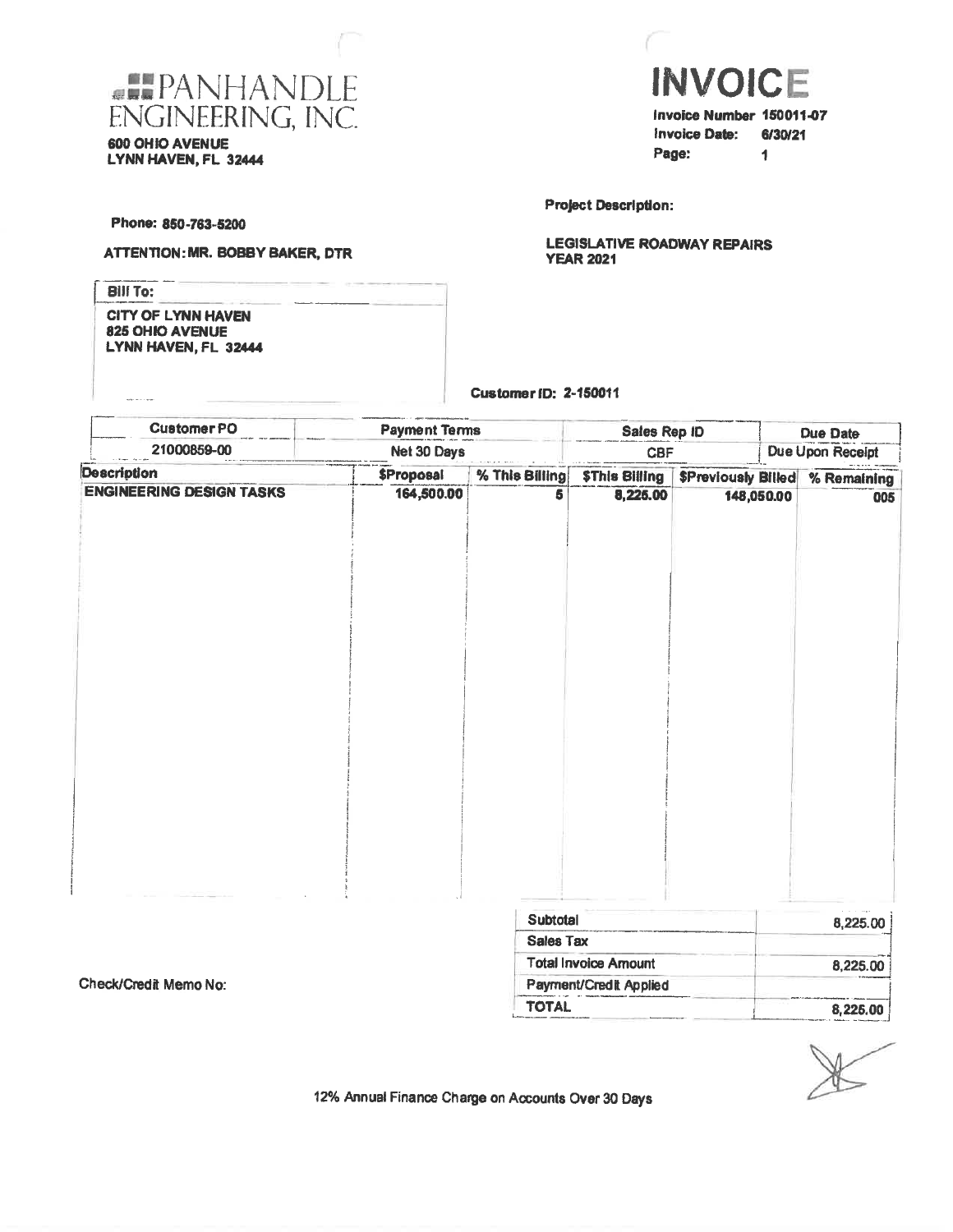# PANHANDLE ENGINEERING, INC.

**600 OHIO AVENUE**
**LYNN HAVEN, FL 32444**

# INVOICE

**Invoice Number** 150011-07
**Invoice Date:** 6/30/21
**Page:** 1

**Phone: 850-763-5200**

**ATTENTION: MR. BOBBY BAKER, DTR**

**Project Description:**

**LEGISLATIVE ROADWAY REPAIRS**
**YEAR 2021**

**Bill To:**
**CITY OF LYNN HAVEN**
**825 OHIO AVENUE**
**LYNN HAVEN, FL 32444**

**Customer ID: 2-150011**

| Customer PO | Payment Terms | Sales Rep ID | Due Date |
|---|---|---|---|
| 21000859-00 | Net 30 Days | CBF | Due Upon Receipt |

| Description | $Proposal | % This Billing | $This Billing | $Previously Billed | % Remaining |
|---|---|---|---|---|---|
| ENGINEERING DESIGN TASKS | 164,500.00 | 5 | 8,225.00 | 148,050.00 | 005 |

| | |
|---|---|
| Subtotal | 8,225.00 |
| Sales Tax | |
| Total Invoice Amount | 8,225.00 |
| Payment/Credit Applied | |
| TOTAL | 8,225.00 |

Check/Credit Memo No:

12% Annual Finance Charge on Accounts Over 30 Days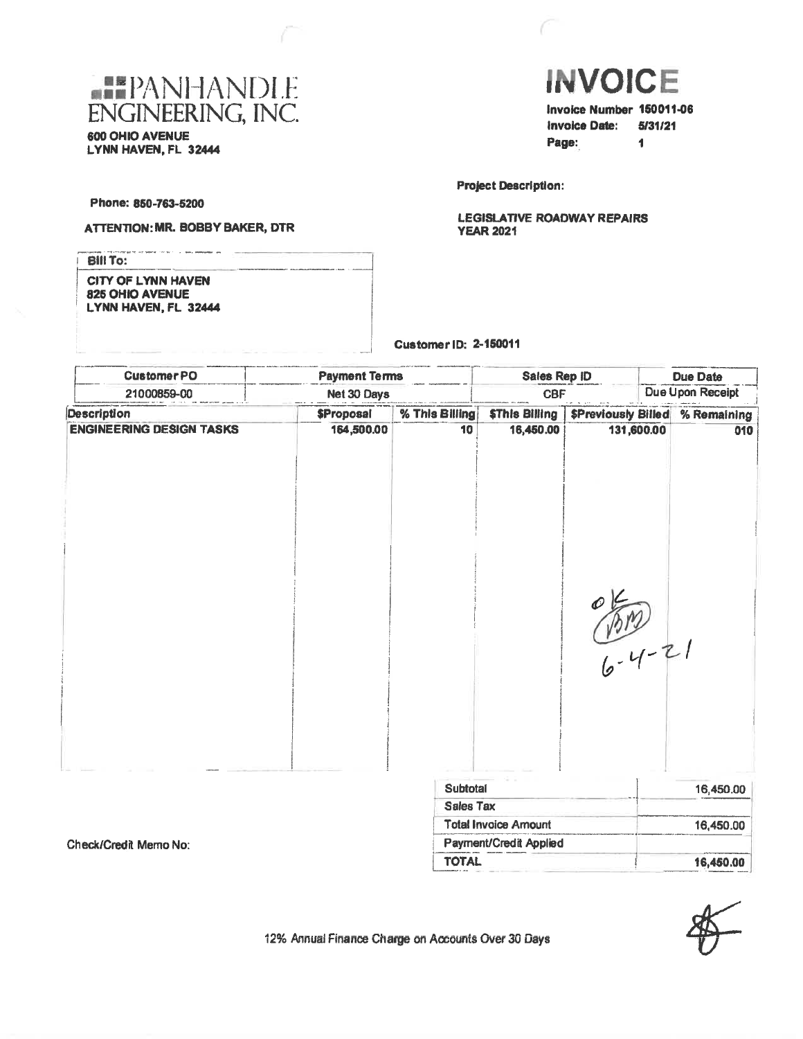# PANHANDLE ENGINEERING, INC.

600 OHIO AVENUE
LYNN HAVEN, FL 32444

# INVOICE

**Invoice Number** 150011-06
**Invoice Date:** 5/31/21
**Page:** 1

**Phone:** 850-763-5200

**ATTENTION: MR. BOBBY BAKER, DTR**

**Project Description:**

**LEGISLATIVE ROADWAY REPAIRS YEAR 2021**

**Bill To:**
CITY OF LYNN HAVEN
825 OHIO AVENUE
LYNN HAVEN, FL 32444

**Customer ID:** 2-150011

| Customer PO | Payment Terms | Sales Rep ID | Due Date |
|---|---|---|---|
| 21000859-00 | Net 30 Days | CBF | Due Upon Receipt |

| Description | $Proposal | % This Billing | $This Billing | $Previously Billed | % Remaining |
|---|---|---|---|---|---|
| ENGINEERING DESIGN TASKS | 164,500.00 | 10 | 16,450.00 | 131,600.00 | 010 |

OK
BM
6-4-21

| | |
|---|---|
| Subtotal | 16,450.00 |
| Sales Tax | |
| Total Invoice Amount | 16,450.00 |
| Payment/Credit Applied | |
| TOTAL | 16,450.00 |

Check/Credit Memo No:

12% Annual Finance Charge on Accounts Over 30 Days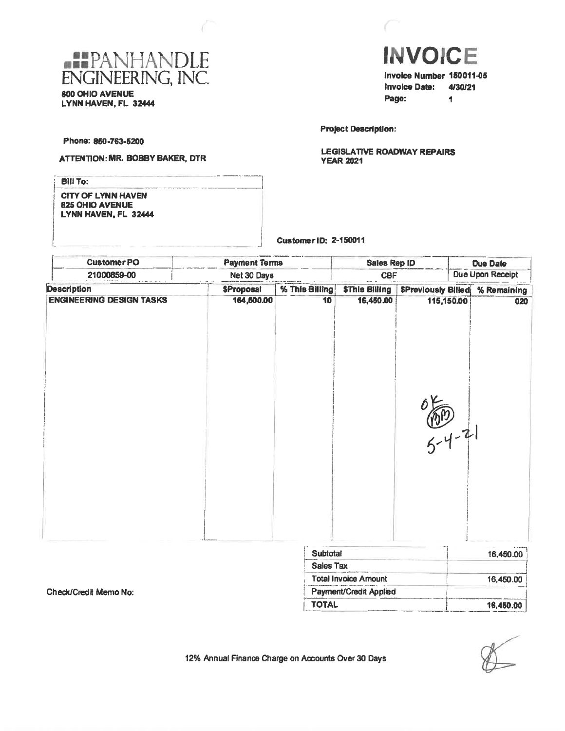# PANHANDLE ENGINEERING, INC.

600 OHIO AVENUE
LYNN HAVEN, FL 32444

# INVOICE

**Invoice Number** 150011-05
**Invoice Date:** 4/30/21
**Page:** 1

Phone: 850-763-5200

ATTENTION: MR. BOBBY BAKER, DTR

**Project Description:**

LEGISLATIVE ROADWAY REPAIRS
YEAR 2021

**Bill To:**

CITY OF LYNN HAVEN
825 OHIO AVENUE
LYNN HAVEN, FL 32444

Customer ID: 2-150011

| Customer PO | Payment Terms | Sales Rep ID | Due Date |
|---|---|---|---|
| 21000859-00 | Net 30 Days | CBF | Due Upon Receipt |

| Description | $Proposal | % This Billing | $This Billing | $Previously Billed | % Remaining |
|---|---|---|---|---|---|
| ENGINEERING DESIGN TASKS | 164,500.00 | 10 | 16,450.00 | 115,150.00 | 020 |

OK BB 5-4-21

| | |
|---|---|
| Subtotal | 16,450.00 |
| Sales Tax | |
| Total Invoice Amount | 16,450.00 |
| Payment/Credit Applied | |
| TOTAL | 16,450.00 |

Check/Credit Memo No:

12% Annual Finance Charge on Accounts Over 30 Days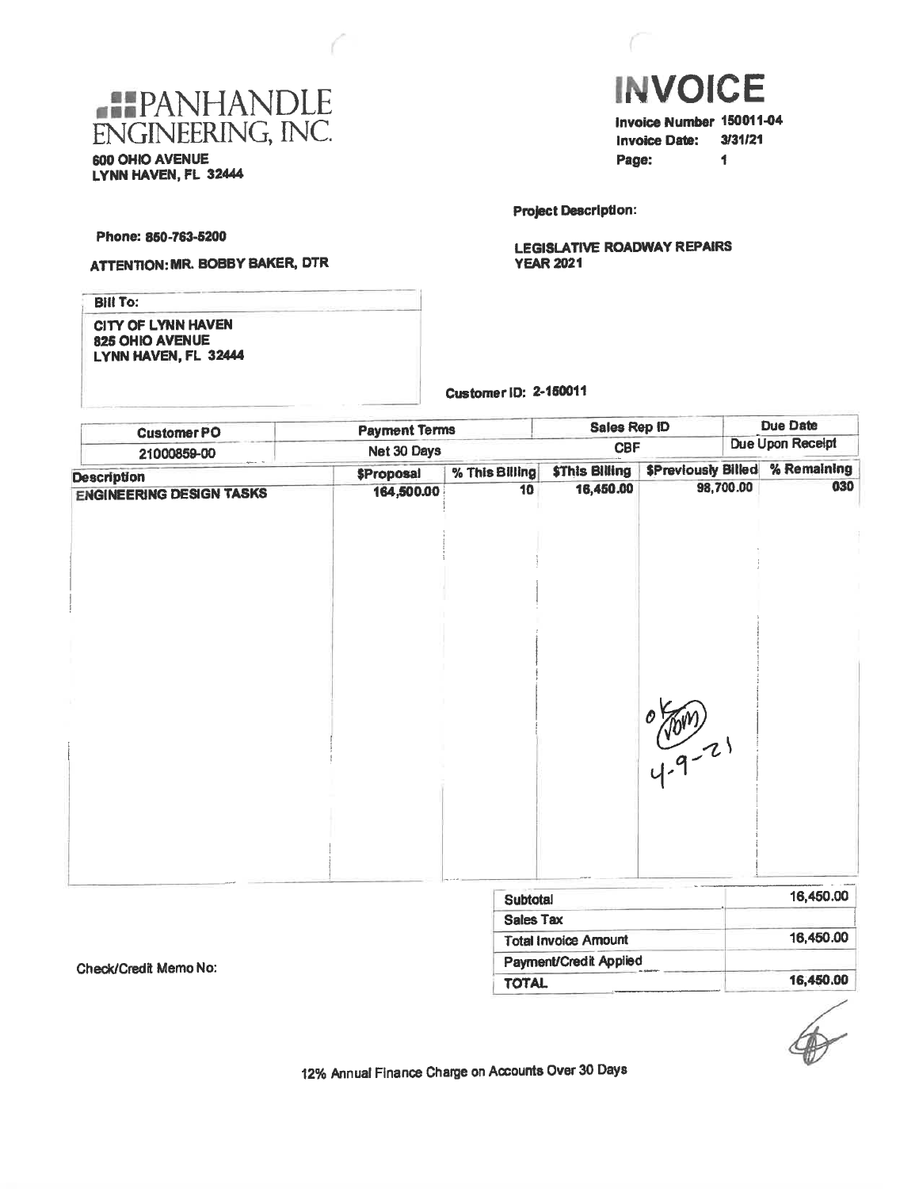# PANHANDLE ENGINEERING, INC.

600 OHIO AVENUE
LYNN HAVEN, FL 32444

# INVOICE

**Invoice Number** 150011-04
**Invoice Date:** 3/31/21
**Page:** 1

Phone: 850-763-5200

ATTENTION: MR. BOBBY BAKER, DTR

**Project Description:**

LEGISLATIVE ROADWAY REPAIRS
YEAR 2021

**Bill To:**

CITY OF LYNN HAVEN
825 OHIO AVENUE
LYNN HAVEN, FL 32444

**Customer ID:** 2-150011

| Customer PO | Payment Terms | Sales Rep ID | Due Date |
|---|---|---|---|
| 21000859-00 | Net 30 Days | CBF | Due Upon Receipt |

| Description | $Proposal | % This Billing | $This Billing | $Previously Billed | % Remaining |
|---|---|---|---|---|---|
| ENGINEERING DESIGN TASKS | 164,500.00 | 10 | 16,450.00 | 98,700.00 | 030 |

ok VDM 4-9-21

| | |
|---|---|
| Subtotal | 16,450.00 |
| Sales Tax | |
| Total Invoice Amount | 16,450.00 |
| Payment/Credit Applied | |
| TOTAL | 16,450.00 |

Check/Credit Memo No:

12% Annual Finance Charge on Accounts Over 30 Days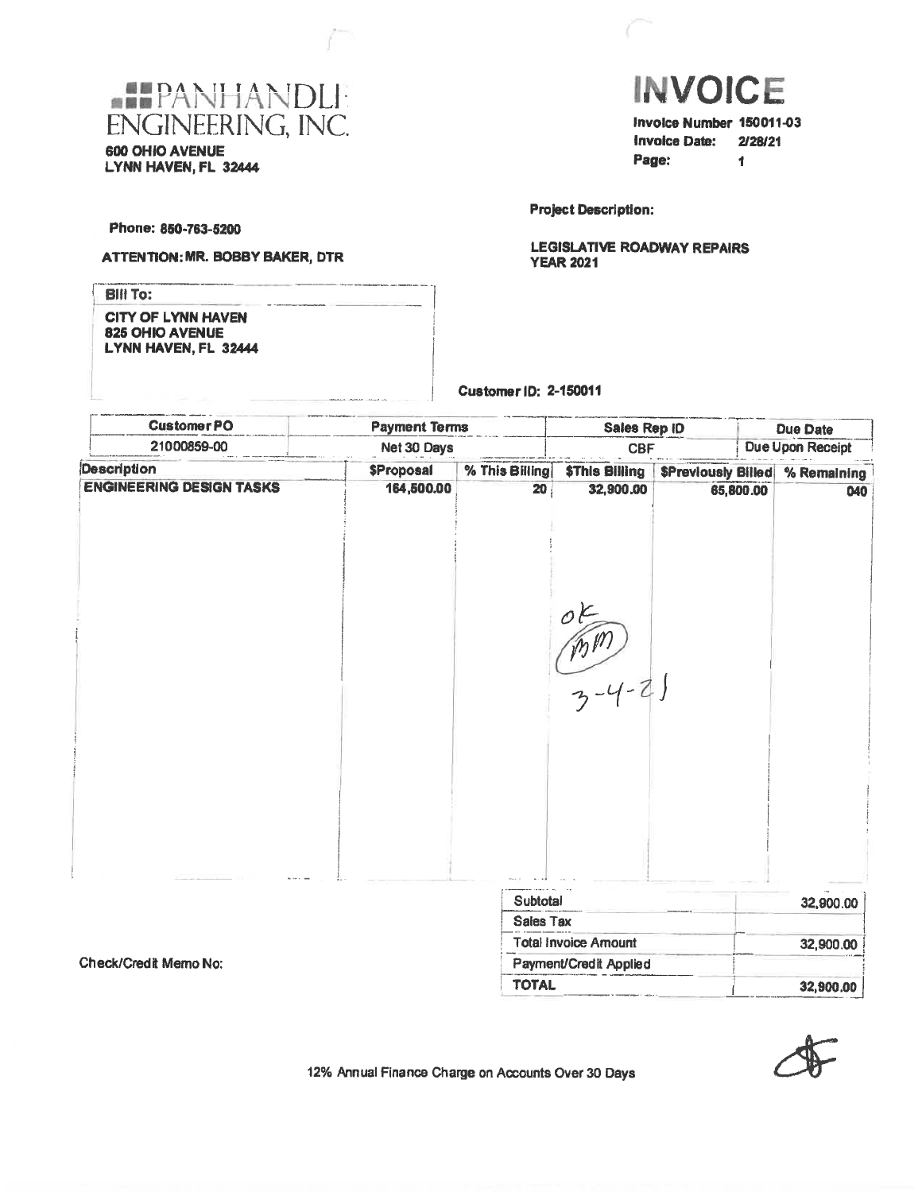# PANHANDLE ENGINEERING, INC.

**600 OHIO AVENUE**
**LYNN HAVEN, FL 32444**

# INVOICE

**Invoice Number** 150011-03
**Invoice Date:** 2/28/21
**Page:** 1

**Phone: 850-763-5200**

**ATTENTION: MR. BOBBY BAKER, DTR**

**Project Description:**

**LEGISLATIVE ROADWAY REPAIRS YEAR 2021**

**Bill To:**

**CITY OF LYNN HAVEN**
**825 OHIO AVENUE**
**LYNN HAVEN, FL 32444**

**Customer ID: 2-150011**

| Customer PO | Payment Terms | Sales Rep ID | Due Date |
|---|---|---|---|
| 21000859-00 | Net 30 Days | CBF | Due Upon Receipt |

| Description | $Proposal | % This Billing | $This Billing | $Previously Billed | % Remaining |
|---|---|---|---|---|---|
| ENGINEERING DESIGN TASKS | 164,500.00 | 20 | 32,900.00 | 65,800.00 | 040 |

ok BM 3-4-21

| | |
|---|---|
| Subtotal | 32,900.00 |
| Sales Tax | |
| Total Invoice Amount | 32,900.00 |
| Payment/Credit Applied | |
| TOTAL | 32,900.00 |

Check/Credit Memo No:

12% Annual Finance Charge on Accounts Over 30 Days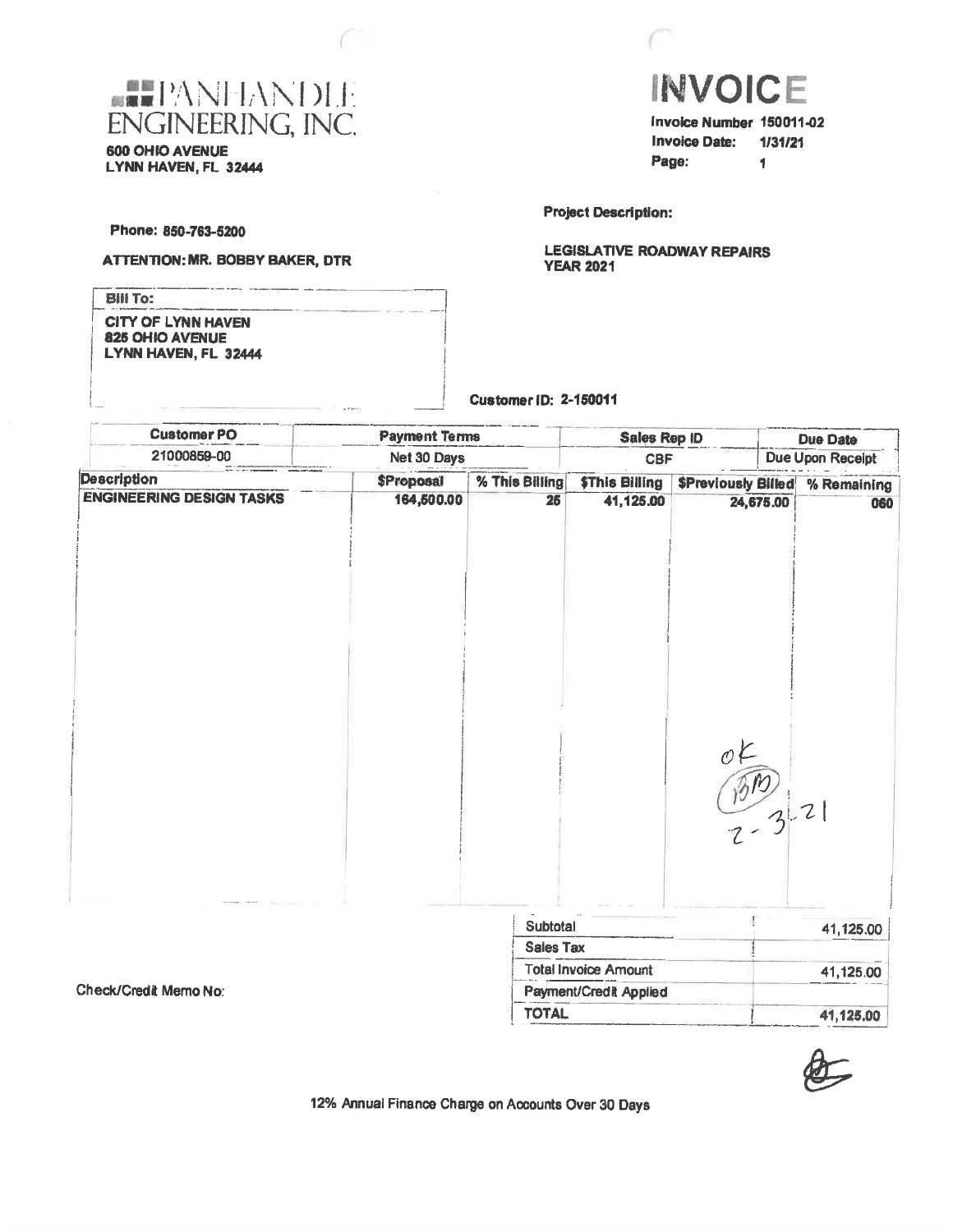# PANHANDLE ENGINEERING, INC.

600 OHIO AVENUE
LYNN HAVEN, FL 32444

# INVOICE

**Invoice Number** 150011-02
**Invoice Date:** 1/31/21
**Page:** 1

Phone: 850-763-5200

**ATTENTION: MR. BOBBY BAKER, DTR**

**Project Description:**

LEGISLATIVE ROADWAY REPAIRS
YEAR 2021

**Bill To:**
CITY OF LYNN HAVEN
825 OHIO AVENUE
LYNN HAVEN, FL 32444

**Customer ID:** 2-150011

| Customer PO | Payment Terms | Sales Rep ID | Due Date |
|---|---|---|---|
| 21000859-00 | Net 30 Days | CBF | Due Upon Receipt |

| Description | $Proposal | % This Billing | $This Billing | $Previously Billed | % Remaining |
|---|---|---|---|---|---|
| ENGINEERING DESIGN TASKS | 164,500.00 | 25 | 41,125.00 | 24,675.00 | 060 |

OK
BB
2-3-21

| | |
|---|---|
| Subtotal | 41,125.00 |
| Sales Tax | |
| Total Invoice Amount | 41,125.00 |
| Payment/Credit Applied | |
| TOTAL | 41,125.00 |

Check/Credit Memo No:

12% Annual Finance Charge on Accounts Over 30 Days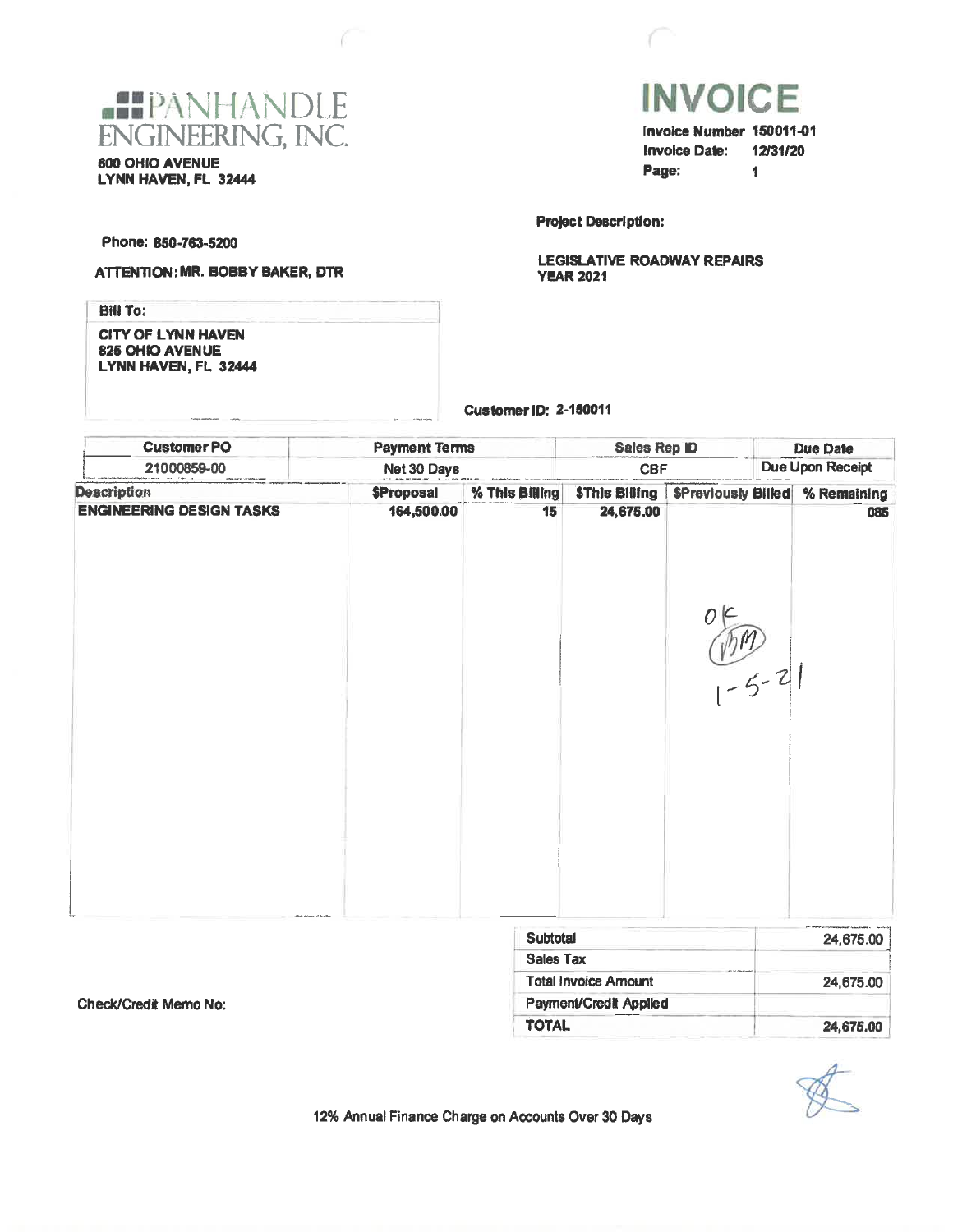# PANHANDLE ENGINEERING, INC.

600 OHIO AVENUE
LYNN HAVEN, FL 32444

# INVOICE

**Invoice Number** 150011-01
**Invoice Date:** 12/31/20
**Page:** 1

Phone: 850-763-5200

ATTENTION: MR. BOBBY BAKER, DTR

**Project Description:**

LEGISLATIVE ROADWAY REPAIRS
YEAR 2021

**Bill To:**

CITY OF LYNN HAVEN
825 OHIO AVENUE
LYNN HAVEN, FL 32444

**Customer ID:** 2-150011

| Customer PO | Payment Terms | Sales Rep ID | Due Date |
|---|---|---|---|
| 21000859-00 | Net 30 Days | CBF | Due Upon Receipt |

| Description | $Proposal | % This Billing | $This Billing | $Previously Billed | % Remaining |
|---|---|---|---|---|---|
| ENGINEERING DESIGN TASKS | 164,500.00 | 15 | 24,675.00 | | 085 |

OK (BM) 1-5-21

| | |
|---|---|
| Subtotal | 24,675.00 |
| Sales Tax | |
| Total Invoice Amount | 24,675.00 |
| Payment/Credit Applied | |
| TOTAL | 24,675.00 |

Check/Credit Memo No:

12% Annual Finance Charge on Accounts Over 30 Days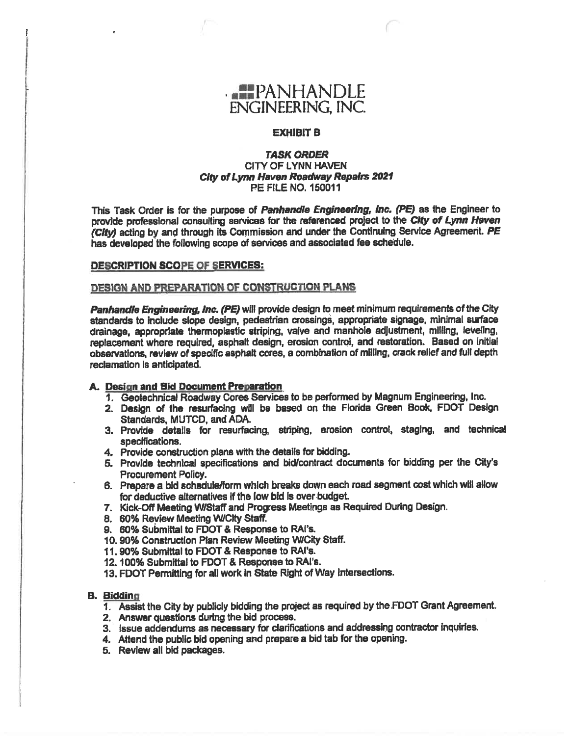# PANHANDLE ENGINEERING, INC.

**EXHIBIT B**

***TASK ORDER***
**CITY OF LYNN HAVEN**
***City of Lynn Haven Roadway Repairs 2021***
**PE FILE NO. 150011**

This Task Order is for the purpose of ***Panhandle Engineering, Inc. (PE)*** as the Engineer to provide professional consulting services for the referenced project to the ***City of Lynn Haven (City)*** acting by and through its Commission and under the Continuing Service Agreement. ***PE*** has developed the following scope of services and associated fee schedule.

**DESCRIPTION SCOPE OF SERVICES:**

**DESIGN AND PREPARATION OF CONSTRUCTION PLANS**

***Panhandle Engineering, Inc. (PE)*** will provide design to meet minimum requirements of the City standards to include slope design, pedestrian crossings, appropriate signage, minimal surface drainage, appropriate thermoplastic striping, valve and manhole adjustment, milling, leveling, replacement where required, asphalt design, erosion control, and restoration. Based on initial observations, review of specific asphalt cores, a combination of milling, crack relief and full depth reclamation is anticipated.

**A. Design and Bid Document Preparation**

1. Geotechnical Roadway Cores Services to be performed by Magnum Engineering, Inc.
2. Design of the resurfacing will be based on the Florida Green Book, FDOT Design Standards, MUTCD, and ADA.
3. Provide details for resurfacing, striping, erosion control, staging, and technical specifications.
4. Provide construction plans with the details for bidding.
5. Provide technical specifications and bid/contract documents for bidding per the City's Procurement Policy.
6. Prepare a bid schedule/form which breaks down each road segment cost which will allow for deductive alternatives if the low bid is over budget.
7. Kick-Off Meeting W/Staff and Progress Meetings as Required During Design.
8. 60% Review Meeting W/City Staff.
9. 60% Submittal to FDOT & Response to RAI's.
10. 90% Construction Plan Review Meeting W/City Staff.
11. 90% Submittal to FDOT & Response to RAI's.
12. 100% Submittal to FDOT & Response to RAI's.
13. FDOT Permitting for all work in State Right of Way Intersections.

**B. Bidding**

1. Assist the City by publicly bidding the project as required by the FDOT Grant Agreement.
2. Answer questions during the bid process.
3. Issue addendums as necessary for clarifications and addressing contractor inquiries.
4. Attend the public bid opening and prepare a bid tab for the opening.
5. Review all bid packages.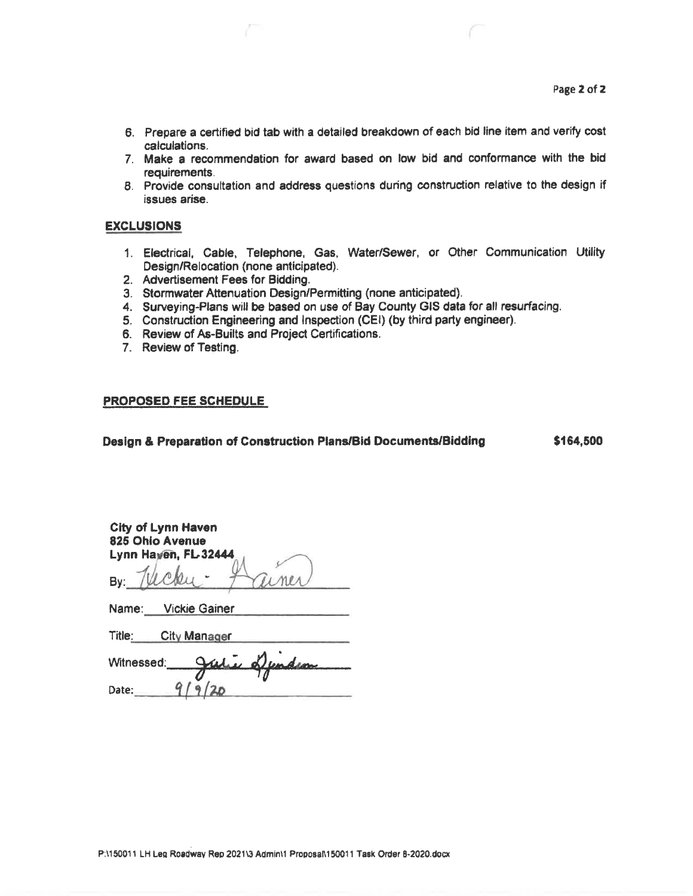6. Prepare a certified bid tab with a detailed breakdown of each bid line item and verify cost calculations.
7. Make a recommendation for award based on low bid and conformance with the bid requirements.
8. Provide consultation and address questions during construction relative to the design if issues arise.

**EXCLUSIONS**

1. Electrical, Cable, Telephone, Gas, Water/Sewer, or Other Communication Utility Design/Relocation (none anticipated).
2. Advertisement Fees for Bidding.
3. Stormwater Attenuation Design/Permitting (none anticipated).
4. Surveying-Plans will be based on use of Bay County GIS data for all resurfacing.
5. Construction Engineering and Inspection (CEI) (by third party engineer).
6. Review of As-Builts and Project Certifications.
7. Review of Testing.

**PROPOSED FEE SCHEDULE**

**Design & Preparation of Construction Plans/Bid Documents/Bidding** **$164,500**

**City of Lynn Haven**
**825 Ohio Avenue**
**Lynn Haven, FL 32444**

By: Vickie Gainer

Name: Vickie Gainer

Title: City Manager

Witnessed: Julie Spindian

Date: 9/9/20

P:\150011 LH Leg Roadway Rep 2021\3 Admin\1 Proposal\150011 Task Order 8-2020.docx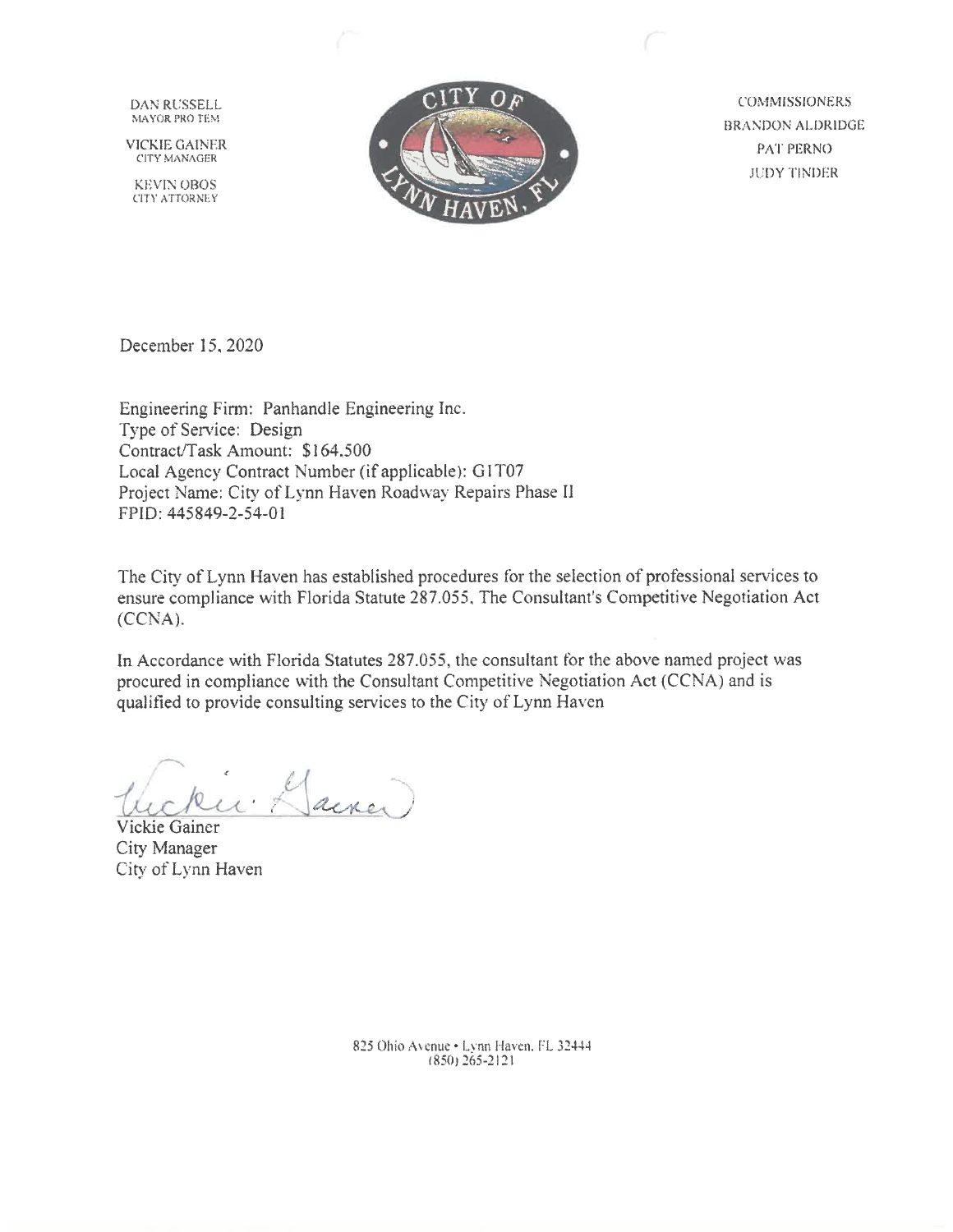DAN RUSSELL
MAYOR PRO TEM

VICKIE GAINER
CITY MANAGER

KEVIN OBOS
CITY ATTORNEY

CITY OF LYNN HAVEN, FL

COMMISSIONERS
BRANDON ALDRIDGE
PAT PERNO
JUDY TINDER

December 15, 2020

Engineering Firm: Panhandle Engineering Inc.
Type of Service: Design
Contract/Task Amount: $164,500
Local Agency Contract Number (if applicable): G1T07
Project Name: City of Lynn Haven Roadway Repairs Phase II
FPID: 445849-2-54-01

The City of Lynn Haven has established procedures for the selection of professional services to ensure compliance with Florida Statute 287.055, The Consultant's Competitive Negotiation Act (CCNA).

In Accordance with Florida Statutes 287.055, the consultant for the above named project was procured in compliance with the Consultant Competitive Negotiation Act (CCNA) and is qualified to provide consulting services to the City of Lynn Haven

Vickie Gainer
City Manager
City of Lynn Haven

825 Ohio Avenue • Lynn Haven, FL 32444
(850) 265-2121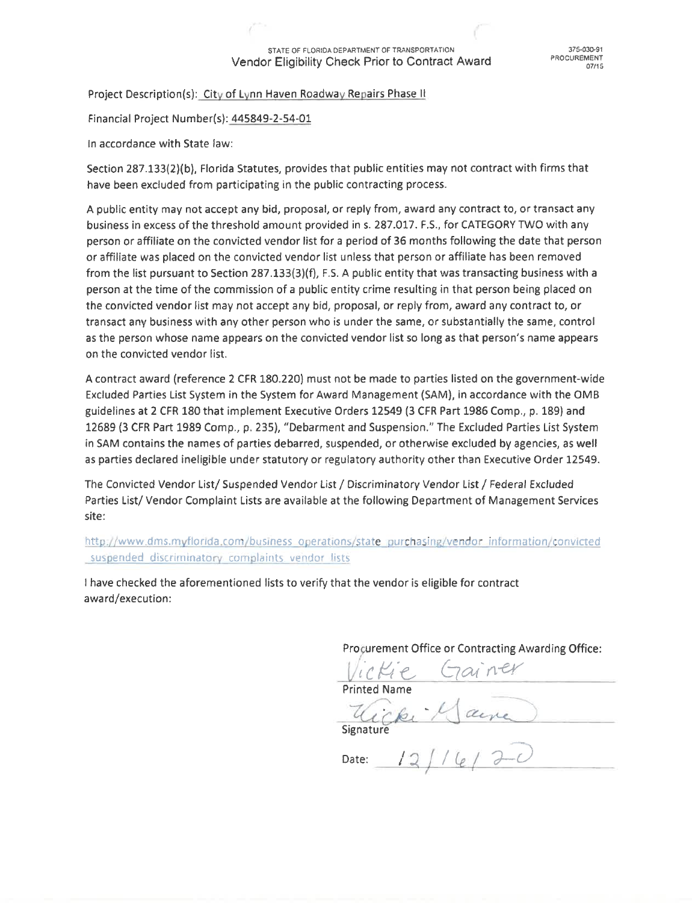STATE OF FLORIDA DEPARTMENT OF TRANSPORTATION

# Vendor Eligibility Check Prior to Contract Award

375-030-91
PROCUREMENT
07/15

Project Description(s): City of Lynn Haven Roadway Repairs Phase II

Financial Project Number(s): 445849-2-54-01

In accordance with State law:

Section 287.133(2)(b), Florida Statutes, provides that public entities may not contract with firms that have been excluded from participating in the public contracting process.

A public entity may not accept any bid, proposal, or reply from, award any contract to, or transact any business in excess of the threshold amount provided in s. 287.017. F.S., for CATEGORY TWO with any person or affiliate on the convicted vendor list for a period of 36 months following the date that person or affiliate was placed on the convicted vendor list unless that person or affiliate has been removed from the list pursuant to Section 287.133(3)(f), F.S. A public entity that was transacting business with a person at the time of the commission of a public entity crime resulting in that person being placed on the convicted vendor list may not accept any bid, proposal, or reply from, award any contract to, or transact any business with any other person who is under the same, or substantially the same, control as the person whose name appears on the convicted vendor list so long as that person's name appears on the convicted vendor list.

A contract award (reference 2 CFR 180.220) must not be made to parties listed on the government-wide Excluded Parties List System in the System for Award Management (SAM), in accordance with the OMB guidelines at 2 CFR 180 that implement Executive Orders 12549 (3 CFR Part 1986 Comp., p. 189) and 12689 (3 CFR Part 1989 Comp., p. 235), "Debarment and Suspension." The Excluded Parties List System in SAM contains the names of parties debarred, suspended, or otherwise excluded by agencies, as well as parties declared ineligible under statutory or regulatory authority other than Executive Order 12549.

The Convicted Vendor List/ Suspended Vendor List / Discriminatory Vendor List / Federal Excluded Parties List/ Vendor Complaint Lists are available at the following Department of Management Services site:

http://www.dms.myflorida.com/business_operations/state_purchasing/vendor_information/convicted_suspended_discriminatory_complaints_vendor_lists

I have checked the aforementioned lists to verify that the vendor is eligible for contract award/execution:

Procurement Office or Contracting Awarding Office:

Vickie Gainer
Printed Name

Vickie Gainer
Signature

Date: 12/16/20